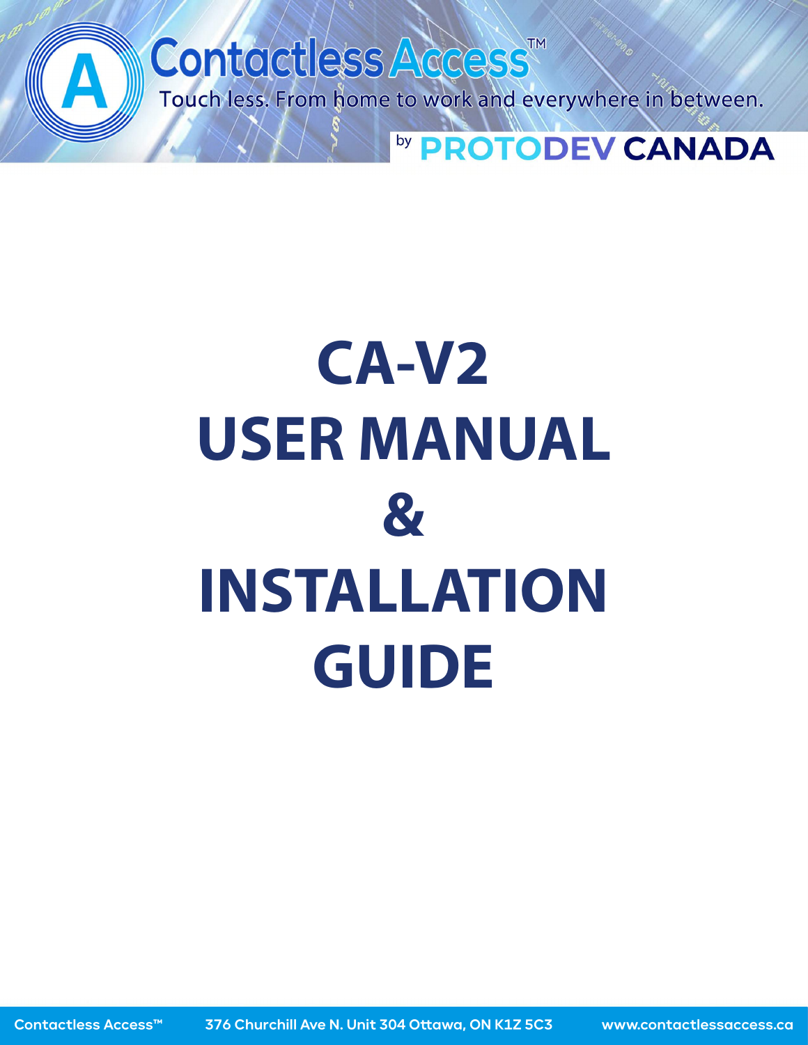Contactless Access™

Touch less. From home to work and everywhere in between.

by PROTODEV CANADA

# CA-V2 USER MANUAL & INSTALLATION GUIDE

Contactless Access™ 376 Churchill Ave N. Unit 304 Ottawa, ON K1Z 5C3 www.contactlessaccess.ca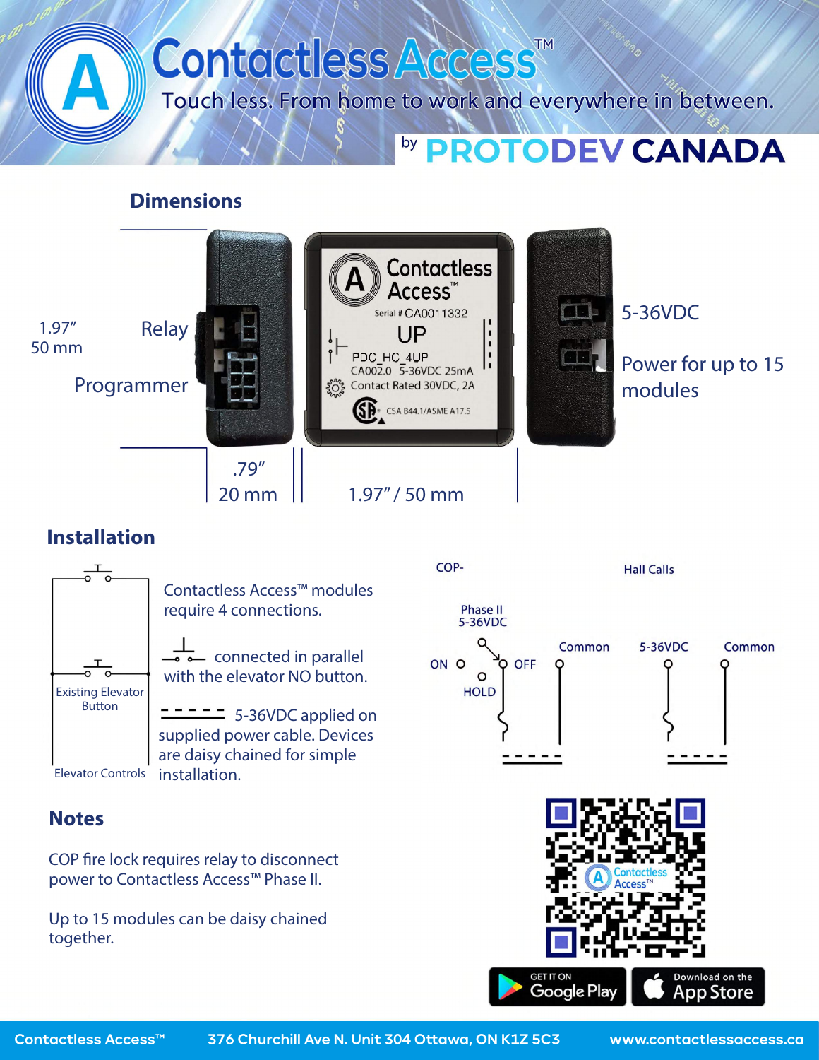# Contactless Access™

Touch less. From home to work and everywhere in between.

by PROTODEV CANADA

## Dimensions

1.97″
50 mm

Relay

Programmer

.79″
20 mm

1.97″ / 50 mm

5-36VDC

Power for up to 15 modules

Contactless Access™
Serial # CA0011332
UP
PDC_HC_4UP
CA002.0 5-36VDC 25mA
Contact Rated 30VDC, 2A
CSA B44.1/ASME A17.5

## Installation

Existing Elevator Button

Elevator Controls

Contactless Access™ modules require 4 connections.

connected in parallel with the elevator NO button.

5-36VDC applied on supplied power cable. Devices are daisy chained for simple installation.

COP-

Phase II
5-36VDC

ON OFF HOLD

Common

Hall Calls

5-36VDC

Common

## Notes

COP fire lock requires relay to disconnect power to Contactless Access™ Phase II.

Up to 15 modules can be daisy chained together.

GET IT ON Google Play

Download on the App Store

Contactless Access™ 376 Churchill Ave N. Unit 304 Ottawa, ON K1Z 5C3 www.contactlessaccess.ca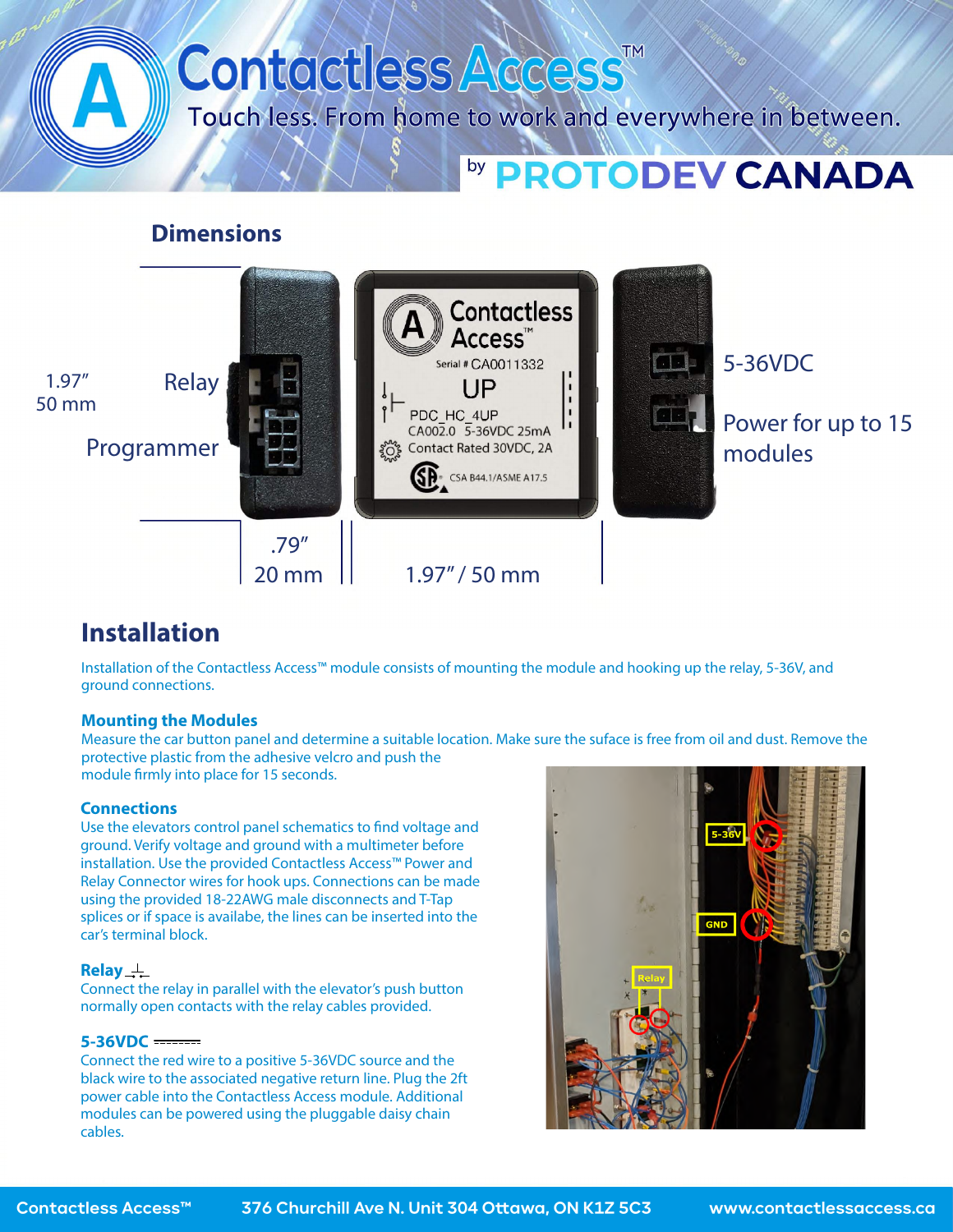# Contactless Access™

Touch less. From home to work and everywhere in between.

by **PROTODEV CANADA**

## Dimensions

1.97" 50 mm

Relay

Programmer

.79" 20 mm

1.97" / 50 mm

5-36VDC

Power for up to 15 modules

## Installation

Installation of the Contactless Access™ module consists of mounting the module and hooking up the relay, 5-36V, and ground connections.

### Mounting the Modules

Measure the car button panel and determine a suitable location. Make sure the suface is free from oil and dust. Remove the protective plastic from the adhesive velcro and push the module firmly into place for 15 seconds.

### Connections

Use the elevators control panel schematics to find voltage and ground. Verify voltage and ground with a multimeter before installation. Use the provided Contactless Access™ Power and Relay Connector wires for hook ups. Connections can be made using the provided 18-22AWG male disconnects and T-Tap splices or if space is availabe, the lines can be inserted into the car's terminal block.

### Relay

Connect the relay in parallel with the elevator's push button normally open contacts with the relay cables provided.

### 5-36VDC

Connect the red wire to a positive 5-36VDC source and the black wire to the associated negative return line. Plug the 2ft power cable into the Contactless Access module. Additional modules can be powered using the pluggable daisy chain cables.

5-36V

GND

Relay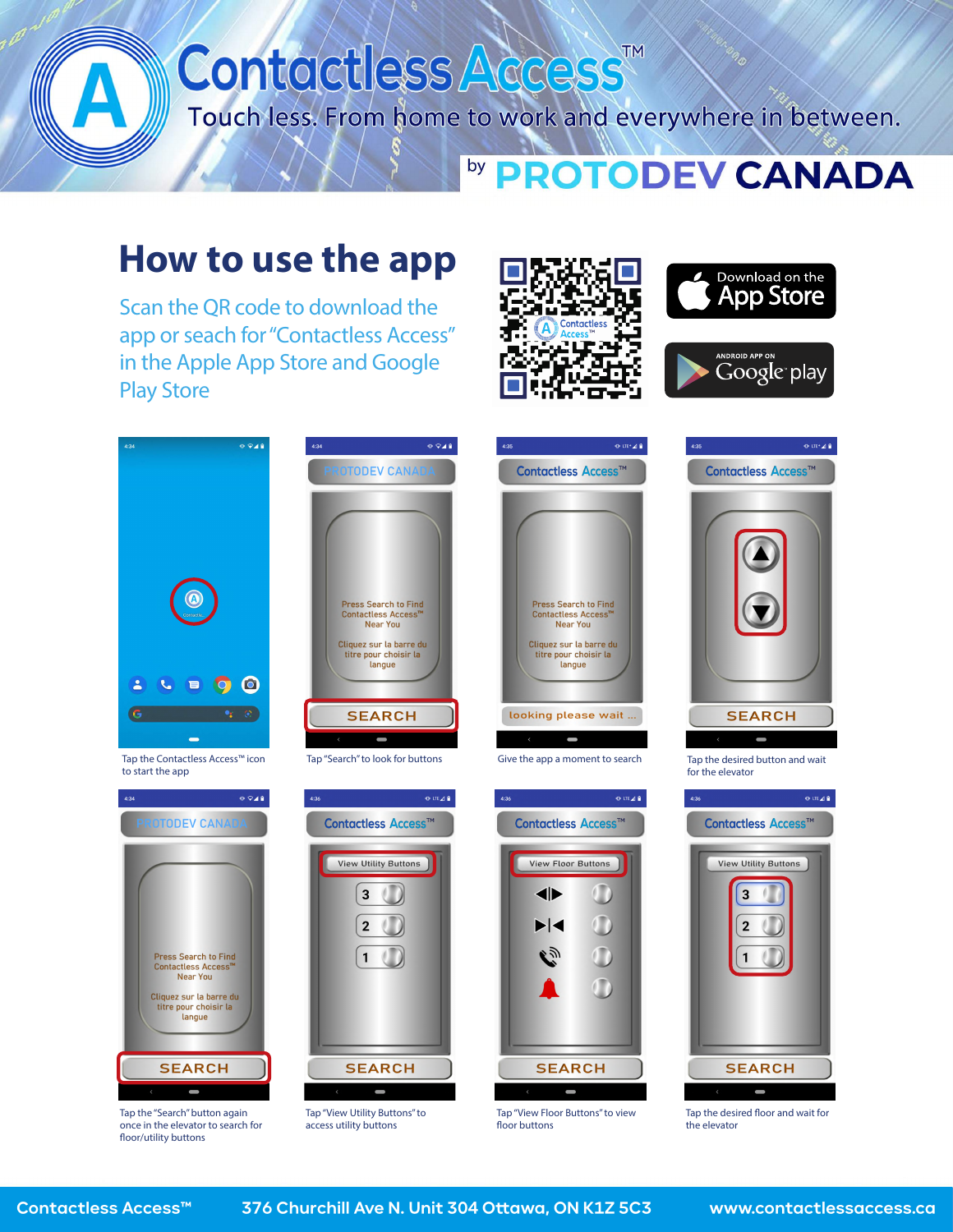# Contactless Access™

Touch less. From home to work and everywhere in between.

by PROTODEV CANADA

## How to use the app

Scan the QR code to download the app or seach for "Contactless Access" in the Apple App Store and Google Play Store

Download on the App Store

ANDROID APP ON Google play

Tap the Contactless Access™ icon to start the app

Tap "Search" to look for buttons

Give the app a moment to search

Tap the desired button and wait for the elevator

Tap the "Search" button again once in the elevator to search for floor/utility buttons

Tap "View Utility Buttons" to access utility buttons

Tap "View Floor Buttons" to view floor buttons

Tap the desired floor and wait for the elevator

Contactless Access™ 376 Churchill Ave N. Unit 304 Ottawa, ON K1Z 5C3 www.contactlessaccess.ca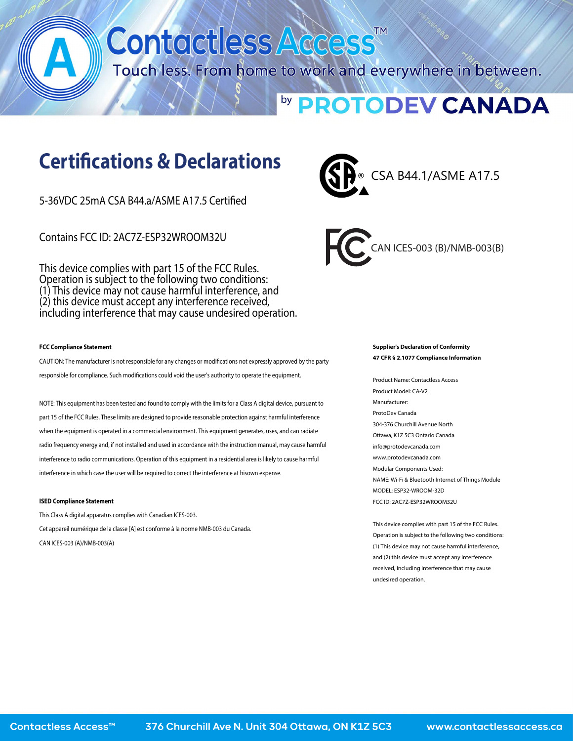# Contactless Access™

Touch less. From home to work and everywhere in between.

by PROTODEV CANADA

## Certifications & Declarations

5-36VDC 25mA CSA B44.a/ASME A17.5 Certified

CSA B44.1/ASME A17.5

Contains FCC ID: 2AC7Z-ESP32WROOM32U

CAN ICES-003 (B)/NMB-003(B)

This device complies with part 15 of the FCC Rules.
Operation is subject to the following two conditions:
(1) This device may not cause harmful interference, and
(2) this device must accept any interference received,
including interference that may cause undesired operation.

**FCC Compliance Statement**

CAUTION: The manufacturer is not responsible for any changes or modifications not expressly approved by the party responsible for compliance. Such modifications could void the user's authority to operate the equipment.

NOTE: This equipment has been tested and found to comply with the limits for a Class A digital device, pursuant to part 15 of the FCC Rules. These limits are designed to provide reasonable protection against harmful interference when the equipment is operated in a commercial environment. This equipment generates, uses, and can radiate radio frequency energy and, if not installed and used in accordance with the instruction manual, may cause harmful interference to radio communications. Operation of this equipment in a residential area is likely to cause harmful interference in which case the user will be required to correct the interference at hisown expense.

**ISED Compliance Statement**

This Class A digital apparatus complies with Canadian ICES-003.

Cet appareil numérique de la classe [A] est conforme à la norme NMB-003 du Canada.

CAN ICES-003 (A)/NMB-003(A)

**Supplier's Declaration of Conformity**
**47 CFR § 2.1077 Compliance Information**

Product Name: Contactless Access
Product Model: CA-V2
Manufacturer:
ProtoDev Canada
304-376 Churchill Avenue North
Ottawa, K1Z 5C3 Ontario Canada
info@protodevcanada.com
www.protodevcanada.com
Modular Components Used:
NAME: Wi-Fi & Bluetooth Internet of Things Module
MODEL: ESP32-WROOM-32D
FCC ID: 2AC7Z-ESP32WROOM32U

This device complies with part 15 of the FCC Rules. Operation is subject to the following two conditions: (1) This device may not cause harmful interference, and (2) this device must accept any interference received, including interference that may cause undesired operation.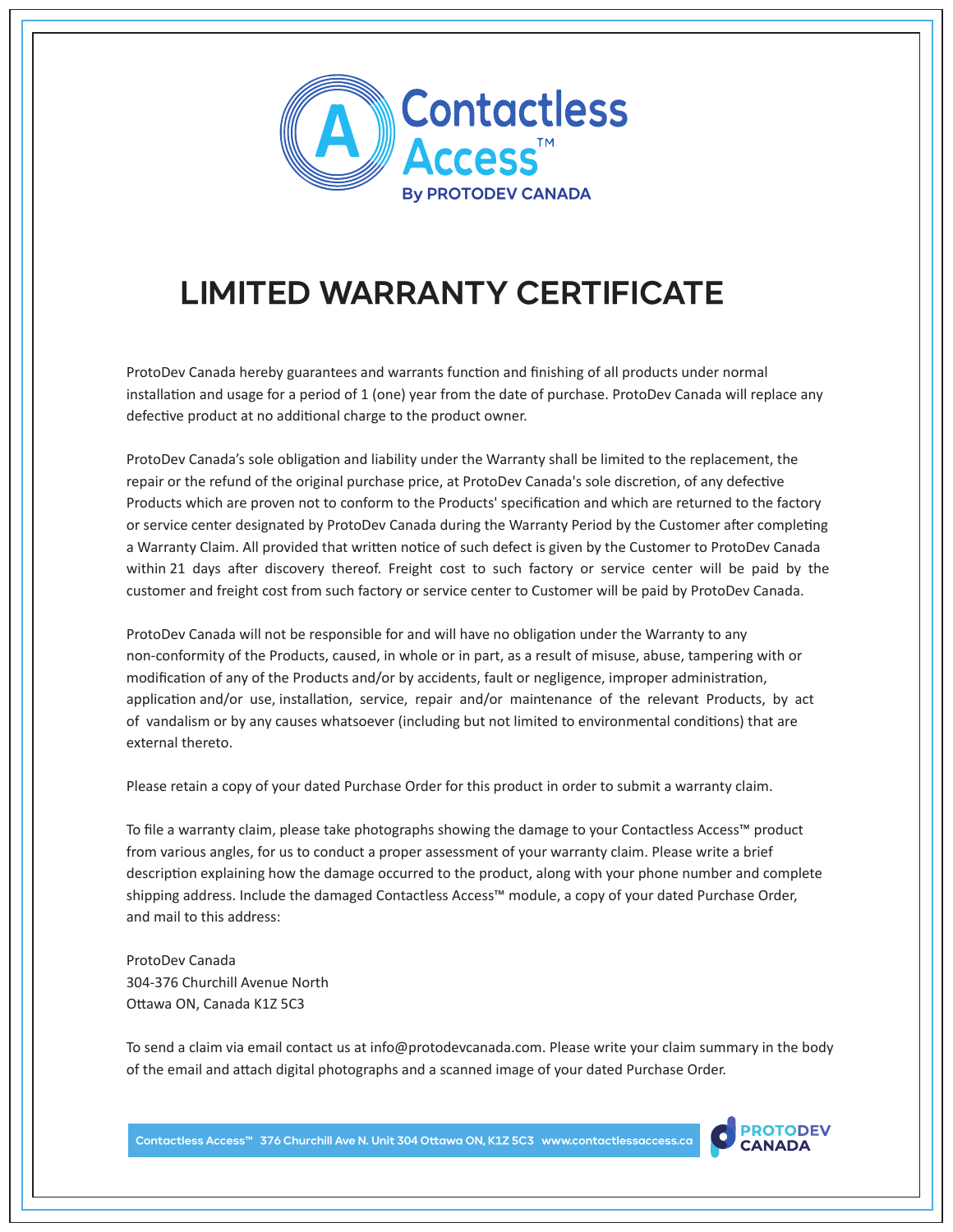Contactless Access™

By PROTODEV CANADA

# LIMITED WARRANTY CERTIFICATE

ProtoDev Canada hereby guarantees and warrants function and finishing of all products under normal installation and usage for a period of 1 (one) year from the date of purchase. ProtoDev Canada will replace any defective product at no additional charge to the product owner.

ProtoDev Canada's sole obligation and liability under the Warranty shall be limited to the replacement, the repair or the refund of the original purchase price, at ProtoDev Canada's sole discretion, of any defective Products which are proven not to conform to the Products' specification and which are returned to the factory or service center designated by ProtoDev Canada during the Warranty Period by the Customer after completing a Warranty Claim. All provided that written notice of such defect is given by the Customer to ProtoDev Canada within 21 days after discovery thereof. Freight cost to such factory or service center will be paid by the customer and freight cost from such factory or service center to Customer will be paid by ProtoDev Canada.

ProtoDev Canada will not be responsible for and will have no obligation under the Warranty to any non-conformity of the Products, caused, in whole or in part, as a result of misuse, abuse, tampering with or modification of any of the Products and/or by accidents, fault or negligence, improper administration, application and/or use, installation, service, repair and/or maintenance of the relevant Products, by act of vandalism or by any causes whatsoever (including but not limited to environmental conditions) that are external thereto.

Please retain a copy of your dated Purchase Order for this product in order to submit a warranty claim.

To file a warranty claim, please take photographs showing the damage to your Contactless Access™ product from various angles, for us to conduct a proper assessment of your warranty claim. Please write a brief description explaining how the damage occurred to the product, along with your phone number and complete shipping address. Include the damaged Contactless Access™ module, a copy of your dated Purchase Order, and mail to this address:

ProtoDev Canada
304-376 Churchill Avenue North
Ottawa ON, Canada K1Z 5C3

To send a claim via email contact us at info@protodevcanada.com. Please write your claim summary in the body of the email and attach digital photographs and a scanned image of your dated Purchase Order.

Contactless Access™ 376 Churchill Ave N. Unit 304 Ottawa ON, K1Z 5C3 www.contactlessaccess.ca

PROTODEV CANADA